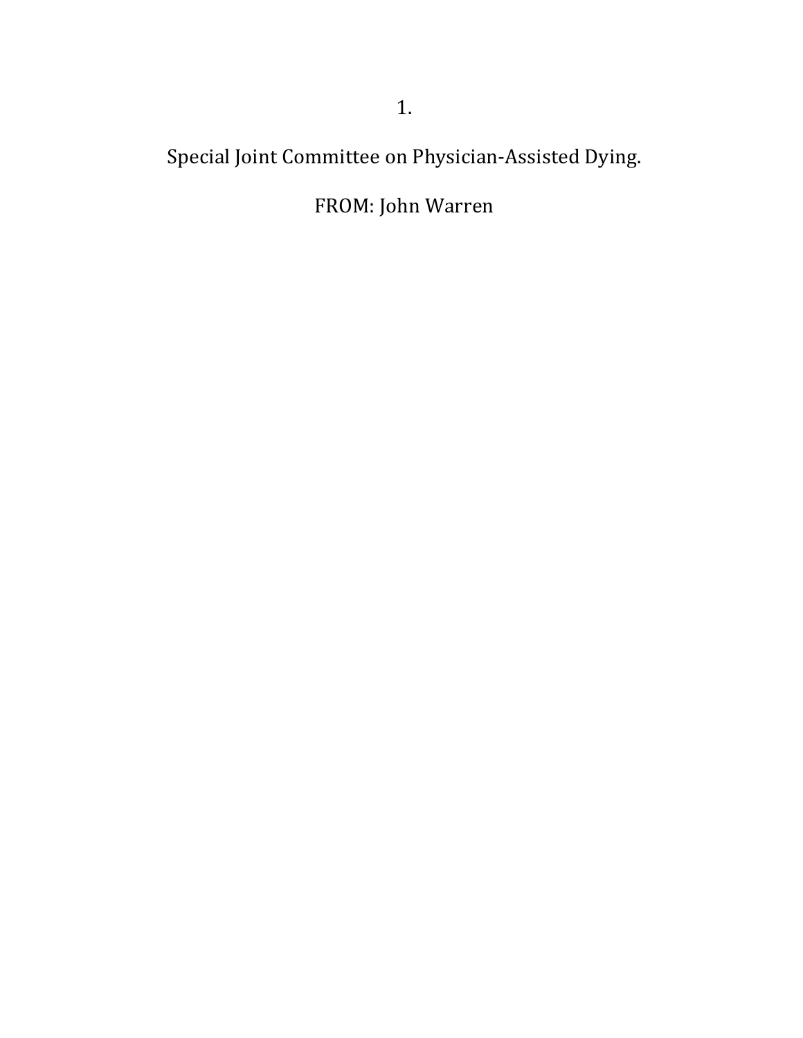Special Joint Committee on Physician-Assisted Dying.

FROM: John Warren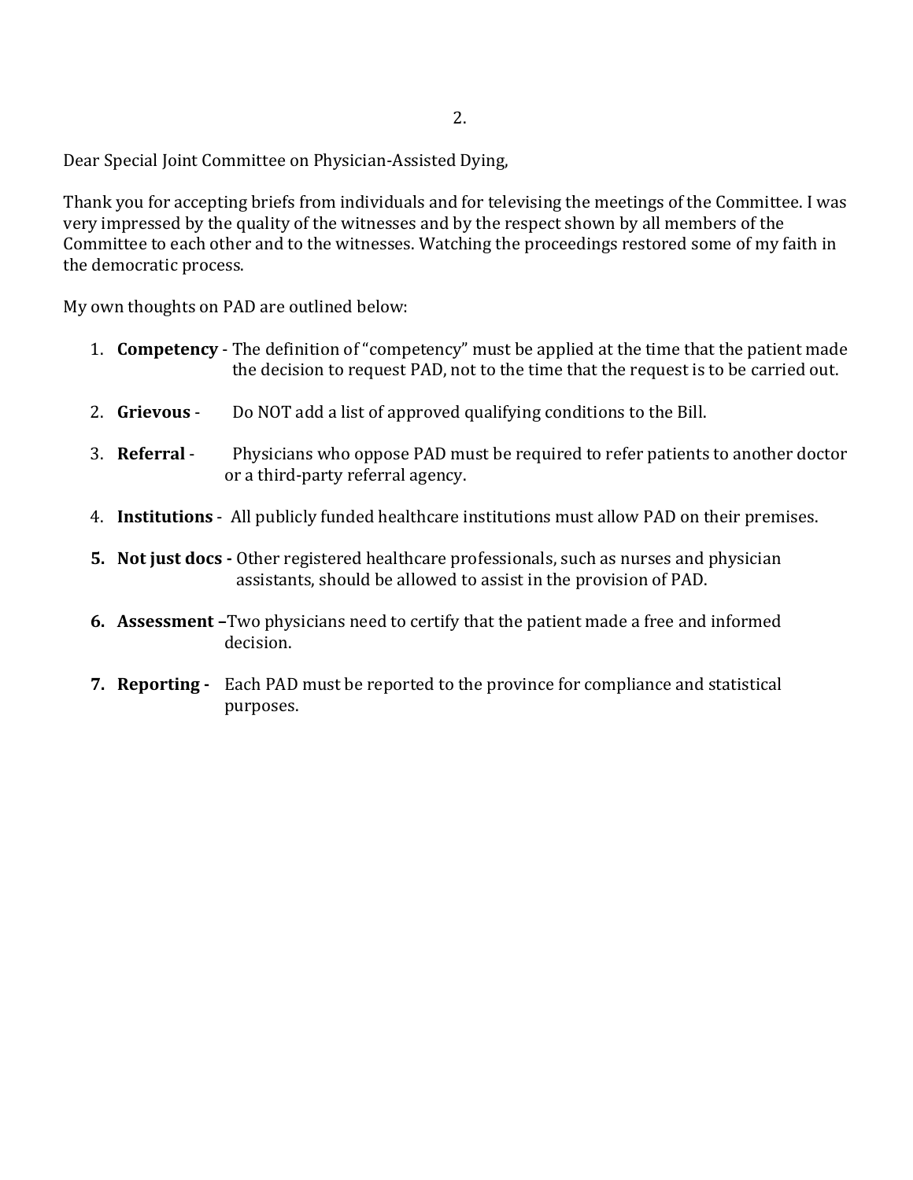Dear Special Joint Committee on Physician-Assisted Dying,

Thank you for accepting briefs from individuals and for televising the meetings of the Committee. I was very impressed by the quality of the witnesses and by the respect shown by all members of the Committee to each other and to the witnesses. Watching the proceedings restored some of my faith in the democratic process.

My own thoughts on PAD are outlined below:

1. **Competency** - The definition of "competency" must be applied at the time that the patient made the decision to request PAD, not to the time that the request is to be carried out.
2. **Grievous** - Do NOT add a list of approved qualifying conditions to the Bill.
3. **Referral** - Physicians who oppose PAD must be required to refer patients to another doctor or a third-party referral agency.
4. **Institutions** - All publicly funded healthcare institutions must allow PAD on their premises.
5. **Not just docs -** Other registered healthcare professionals, such as nurses and physician assistants, should be allowed to assist in the provision of PAD.
6. **Assessment –** Two physicians need to certify that the patient made a free and informed decision.
7. **Reporting -** Each PAD must be reported to the province for compliance and statistical purposes.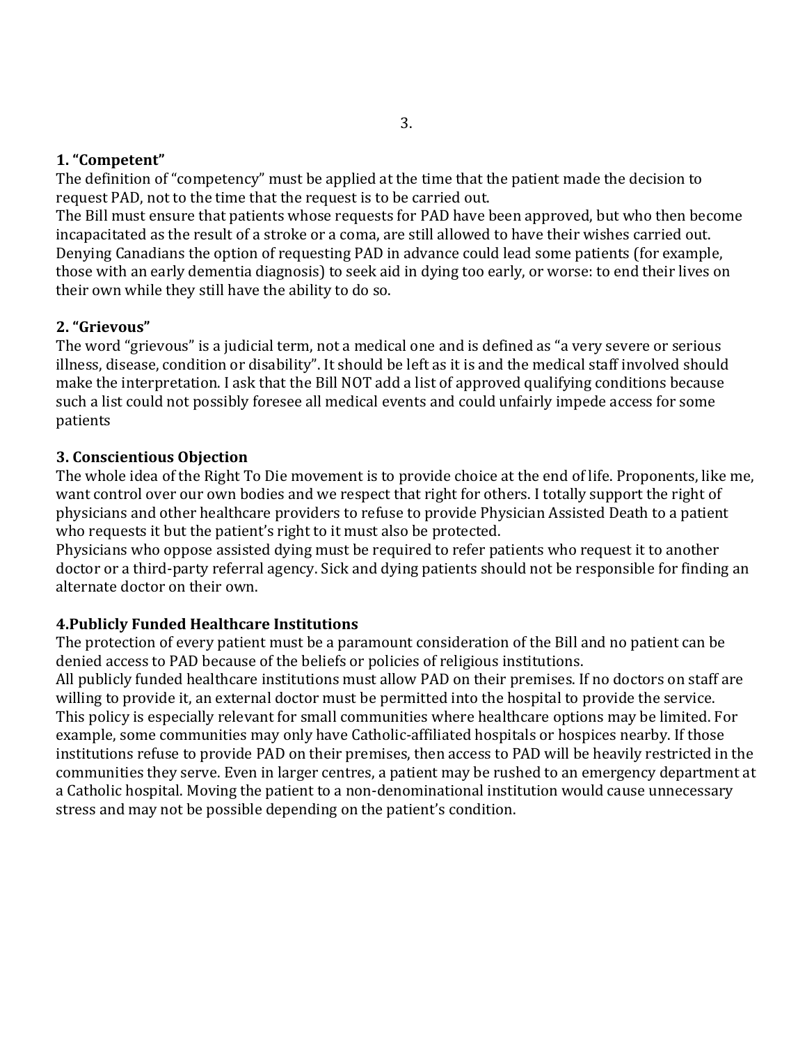**1. "Competent"**

The definition of "competency" must be applied at the time that the patient made the decision to request PAD, not to the time that the request is to be carried out.

The Bill must ensure that patients whose requests for PAD have been approved, but who then become incapacitated as the result of a stroke or a coma, are still allowed to have their wishes carried out. Denying Canadians the option of requesting PAD in advance could lead some patients (for example, those with an early dementia diagnosis) to seek aid in dying too early, or worse: to end their lives on their own while they still have the ability to do so.

**2. "Grievous"**

The word "grievous" is a judicial term, not a medical one and is defined as "a very severe or serious illness, disease, condition or disability". It should be left as it is and the medical staff involved should make the interpretation. I ask that the Bill NOT add a list of approved qualifying conditions because such a list could not possibly foresee all medical events and could unfairly impede access for some patients

**3. Conscientious Objection**

The whole idea of the Right To Die movement is to provide choice at the end of life. Proponents, like me, want control over our own bodies and we respect that right for others. I totally support the right of physicians and other healthcare providers to refuse to provide Physician Assisted Death to a patient who requests it but the patient's right to it must also be protected.

Physicians who oppose assisted dying must be required to refer patients who request it to another doctor or a third-party referral agency. Sick and dying patients should not be responsible for finding an alternate doctor on their own.

**4.Publicly Funded Healthcare Institutions**

The protection of every patient must be a paramount consideration of the Bill and no patient can be denied access to PAD because of the beliefs or policies of religious institutions.

All publicly funded healthcare institutions must allow PAD on their premises. If no doctors on staff are willing to provide it, an external doctor must be permitted into the hospital to provide the service.

This policy is especially relevant for small communities where healthcare options may be limited. For example, some communities may only have Catholic-affiliated hospitals or hospices nearby. If those institutions refuse to provide PAD on their premises, then access to PAD will be heavily restricted in the communities they serve. Even in larger centres, a patient may be rushed to an emergency department at a Catholic hospital. Moving the patient to a non-denominational institution would cause unnecessary stress and may not be possible depending on the patient's condition.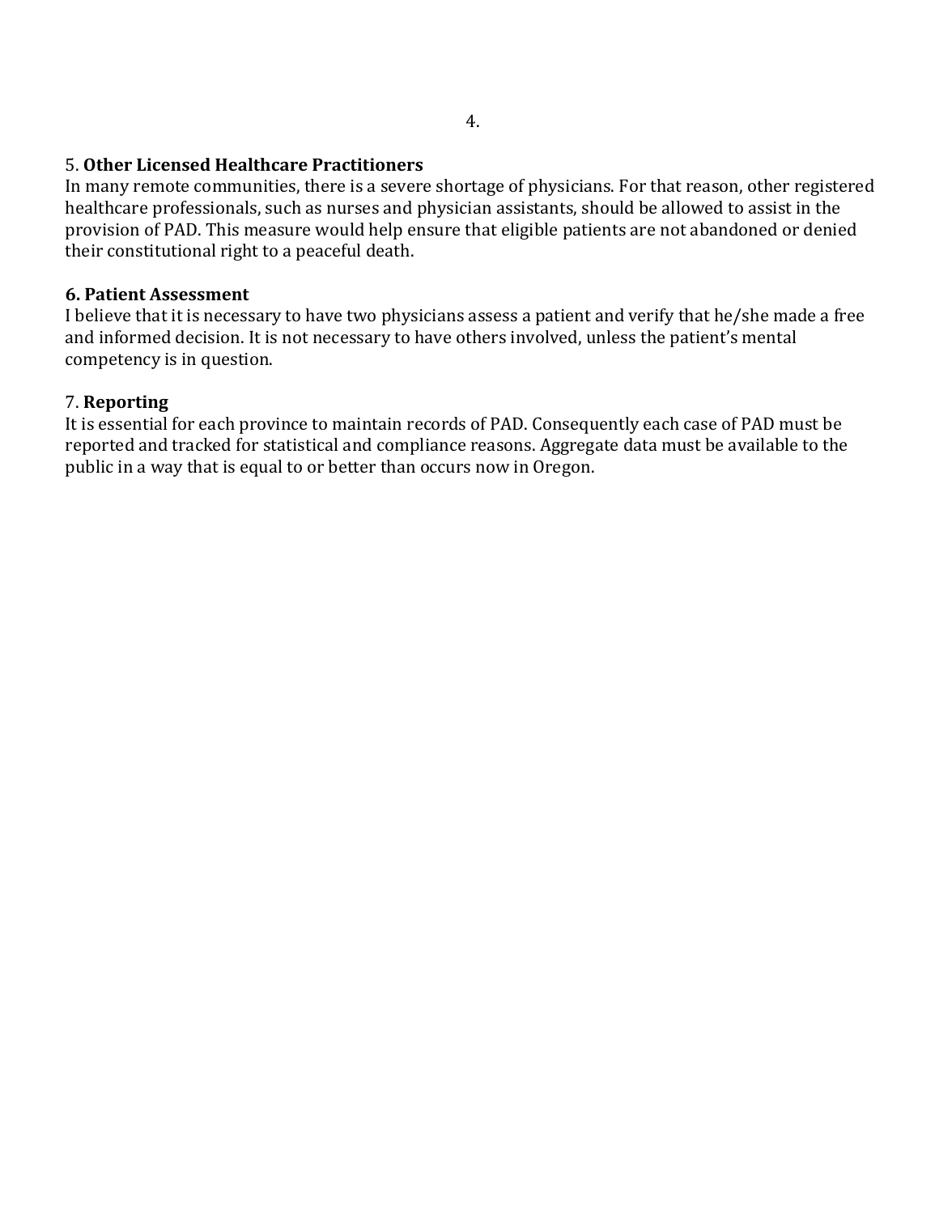5. **Other Licensed Healthcare Practitioners**

In many remote communities, there is a severe shortage of physicians. For that reason, other registered healthcare professionals, such as nurses and physician assistants, should be allowed to assist in the provision of PAD. This measure would help ensure that eligible patients are not abandoned or denied their constitutional right to a peaceful death.

**6. Patient Assessment**

I believe that it is necessary to have two physicians assess a patient and verify that he/she made a free and informed decision. It is not necessary to have others involved, unless the patient's mental competency is in question.

7. **Reporting**

It is essential for each province to maintain records of PAD. Consequently each case of PAD must be reported and tracked for statistical and compliance reasons. Aggregate data must be available to the public in a way that is equal to or better than occurs now in Oregon.